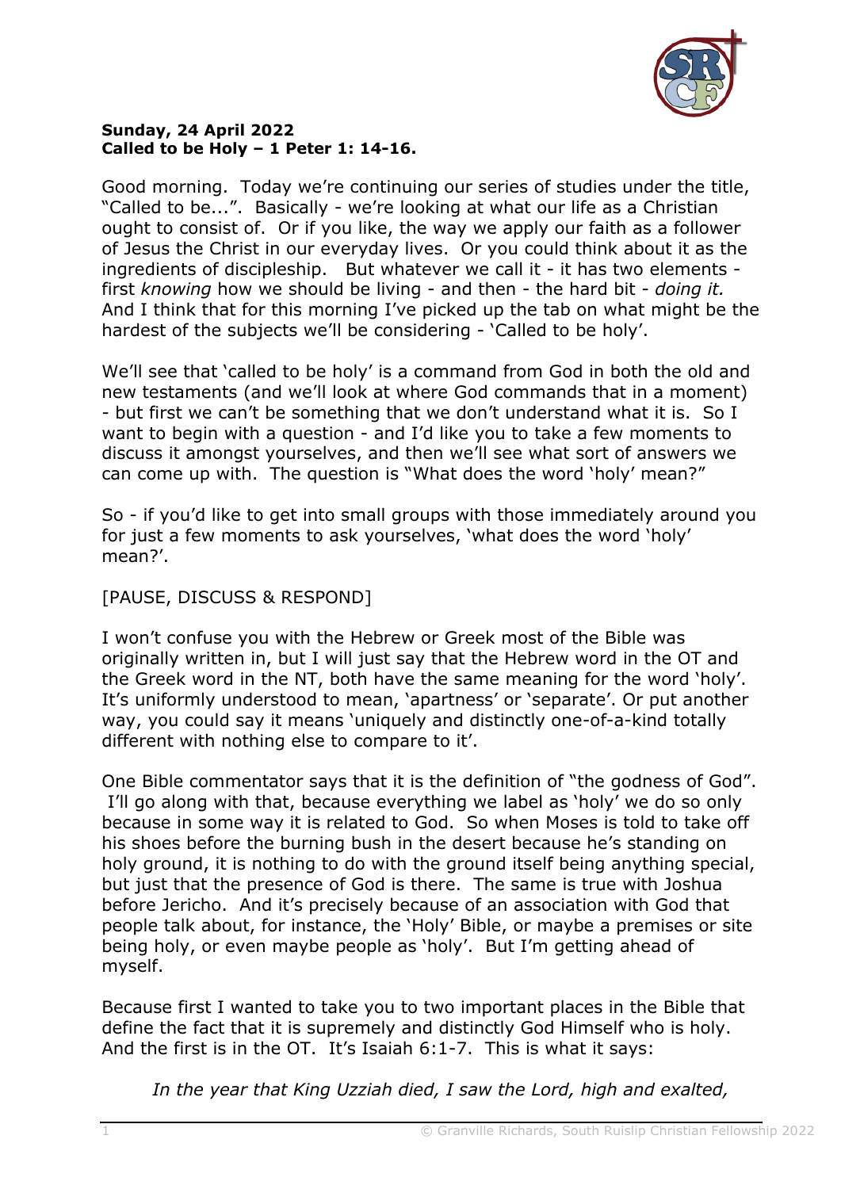**Sunday, 24 April 2022**
**Called to be Holy – 1 Peter 1: 14-16.**

Good morning. Today we're continuing our series of studies under the title, "Called to be...". Basically - we're looking at what our life as a Christian ought to consist of. Or if you like, the way we apply our faith as a follower of Jesus the Christ in our everyday lives. Or you could think about it as the ingredients of discipleship. But whatever we call it - it has two elements - first *knowing* how we should be living - and then - the hard bit - *doing it.* And I think that for this morning I've picked up the tab on what might be the hardest of the subjects we'll be considering - 'Called to be holy'.

We'll see that 'called to be holy' is a command from God in both the old and new testaments (and we'll look at where God commands that in a moment) - but first we can't be something that we don't understand what it is. So I want to begin with a question - and I'd like you to take a few moments to discuss it amongst yourselves, and then we'll see what sort of answers we can come up with. The question is "What does the word 'holy' mean?"

So - if you'd like to get into small groups with those immediately around you for just a few moments to ask yourselves, 'what does the word 'holy' mean?'.

[PAUSE, DISCUSS & RESPOND]

I won't confuse you with the Hebrew or Greek most of the Bible was originally written in, but I will just say that the Hebrew word in the OT and the Greek word in the NT, both have the same meaning for the word 'holy'. It's uniformly understood to mean, 'apartness' or 'separate'. Or put another way, you could say it means 'uniquely and distinctly one-of-a-kind totally different with nothing else to compare to it'.

One Bible commentator says that it is the definition of "the godness of God". I'll go along with that, because everything we label as 'holy' we do so only because in some way it is related to God. So when Moses is told to take off his shoes before the burning bush in the desert because he's standing on holy ground, it is nothing to do with the ground itself being anything special, but just that the presence of God is there. The same is true with Joshua before Jericho. And it's precisely because of an association with God that people talk about, for instance, the 'Holy' Bible, or maybe a premises or site being holy, or even maybe people as 'holy'. But I'm getting ahead of myself.

Because first I wanted to take you to two important places in the Bible that define the fact that it is supremely and distinctly God Himself who is holy. And the first is in the OT. It's Isaiah 6:1-7. This is what it says:

> *In the year that King Uzziah died, I saw the Lord, high and exalted,*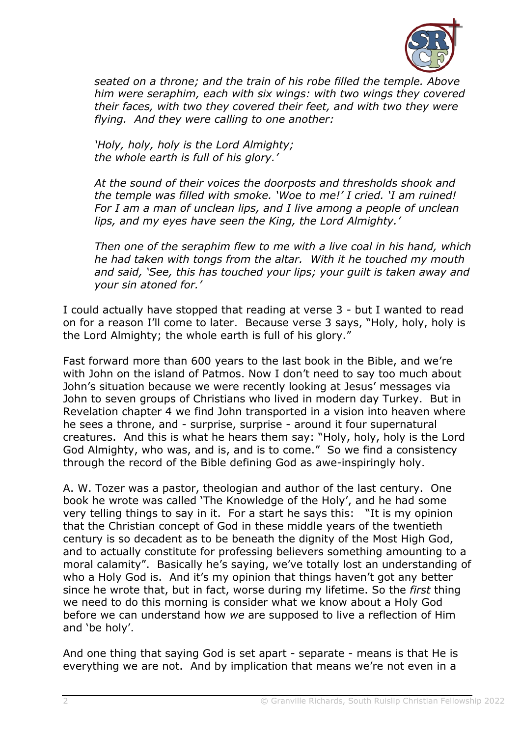*seated on a throne; and the train of his robe filled the temple. Above him were seraphim, each with six wings: with two wings they covered their faces, with two they covered their feet, and with two they were flying. And they were calling to one another:*

*'Holy, holy, holy is the Lord Almighty;*
*the whole earth is full of his glory.'*

*At the sound of their voices the doorposts and thresholds shook and the temple was filled with smoke. 'Woe to me!' I cried. 'I am ruined! For I am a man of unclean lips, and I live among a people of unclean lips, and my eyes have seen the King, the Lord Almighty.'*

*Then one of the seraphim flew to me with a live coal in his hand, which he had taken with tongs from the altar. With it he touched my mouth and said, 'See, this has touched your lips; your guilt is taken away and your sin atoned for.'*

I could actually have stopped that reading at verse 3 - but I wanted to read on for a reason I'll come to later. Because verse 3 says, "Holy, holy, holy is the Lord Almighty; the whole earth is full of his glory."

Fast forward more than 600 years to the last book in the Bible, and we're with John on the island of Patmos. Now I don't need to say too much about John's situation because we were recently looking at Jesus' messages via John to seven groups of Christians who lived in modern day Turkey. But in Revelation chapter 4 we find John transported in a vision into heaven where he sees a throne, and - surprise, surprise - around it four supernatural creatures. And this is what he hears them say: "Holy, holy, holy is the Lord God Almighty, who was, and is, and is to come." So we find a consistency through the record of the Bible defining God as awe-inspiringly holy.

A. W. Tozer was a pastor, theologian and author of the last century. One book he wrote was called 'The Knowledge of the Holy', and he had some very telling things to say in it. For a start he says this: "It is my opinion that the Christian concept of God in these middle years of the twentieth century is so decadent as to be beneath the dignity of the Most High God, and to actually constitute for professing believers something amounting to a moral calamity". Basically he's saying, we've totally lost an understanding of who a Holy God is. And it's my opinion that things haven't got any better since he wrote that, but in fact, worse during my lifetime. So the *first* thing we need to do this morning is consider what we know about a Holy God before we can understand how *we* are supposed to live a reflection of Him and 'be holy'.

And one thing that saying God is set apart - separate - means is that He is everything we are not. And by implication that means we're not even in a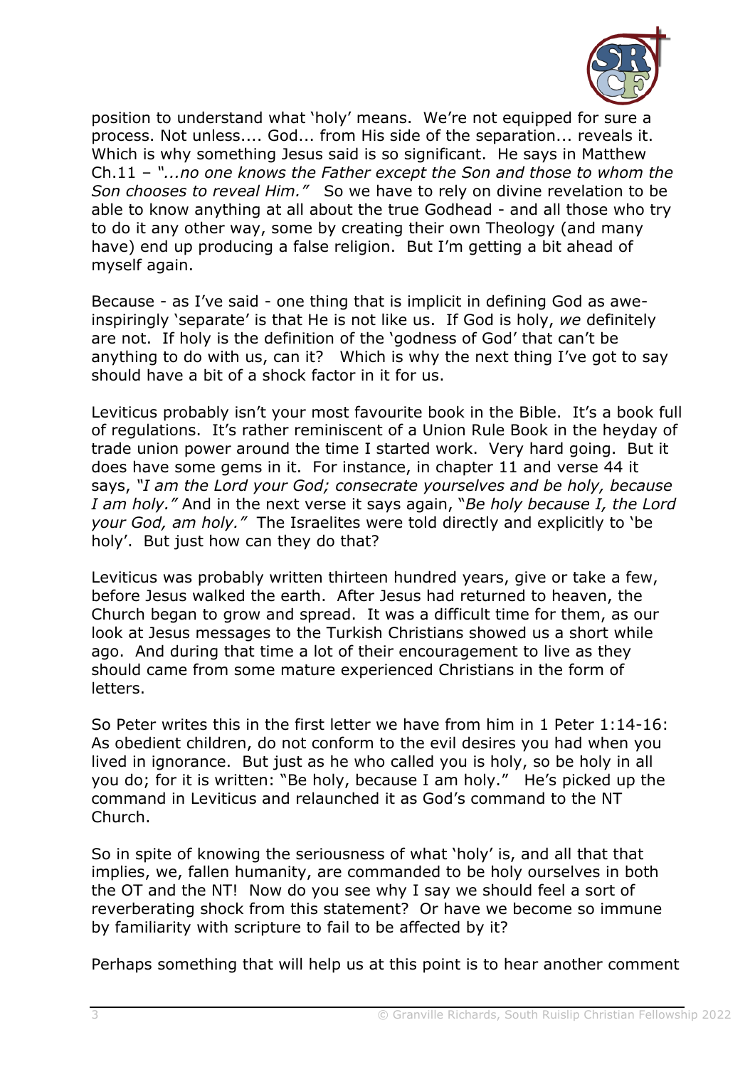position to understand what 'holy' means. We're not equipped for sure a process. Not unless.... God... from His side of the separation... reveals it. Which is why something Jesus said is so significant. He says in Matthew Ch.11 – *"...no one knows the Father except the Son and those to whom the Son chooses to reveal Him."* So we have to rely on divine revelation to be able to know anything at all about the true Godhead - and all those who try to do it any other way, some by creating their own Theology (and many have) end up producing a false religion. But I'm getting a bit ahead of myself again.

Because - as I've said - one thing that is implicit in defining God as awe-inspiringly 'separate' is that He is not like us. If God is holy, *we* definitely are not. If holy is the definition of the 'godness of God' that can't be anything to do with us, can it? Which is why the next thing I've got to say should have a bit of a shock factor in it for us.

Leviticus probably isn't your most favourite book in the Bible. It's a book full of regulations. It's rather reminiscent of a Union Rule Book in the heyday of trade union power around the time I started work. Very hard going. But it does have some gems in it. For instance, in chapter 11 and verse 44 it says, *"I am the Lord your God; consecrate yourselves and be holy, because I am holy."* And in the next verse it says again, "*Be holy because I, the Lord your God, am holy."* The Israelites were told directly and explicitly to 'be holy'. But just how can they do that?

Leviticus was probably written thirteen hundred years, give or take a few, before Jesus walked the earth. After Jesus had returned to heaven, the Church began to grow and spread. It was a difficult time for them, as our look at Jesus messages to the Turkish Christians showed us a short while ago. And during that time a lot of their encouragement to live as they should came from some mature experienced Christians in the form of letters.

So Peter writes this in the first letter we have from him in 1 Peter 1:14-16: As obedient children, do not conform to the evil desires you had when you lived in ignorance. But just as he who called you is holy, so be holy in all you do; for it is written: "Be holy, because I am holy." He's picked up the command in Leviticus and relaunched it as God's command to the NT Church.

So in spite of knowing the seriousness of what 'holy' is, and all that that implies, we, fallen humanity, are commanded to be holy ourselves in both the OT and the NT! Now do you see why I say we should feel a sort of reverberating shock from this statement? Or have we become so immune by familiarity with scripture to fail to be affected by it?

Perhaps something that will help us at this point is to hear another comment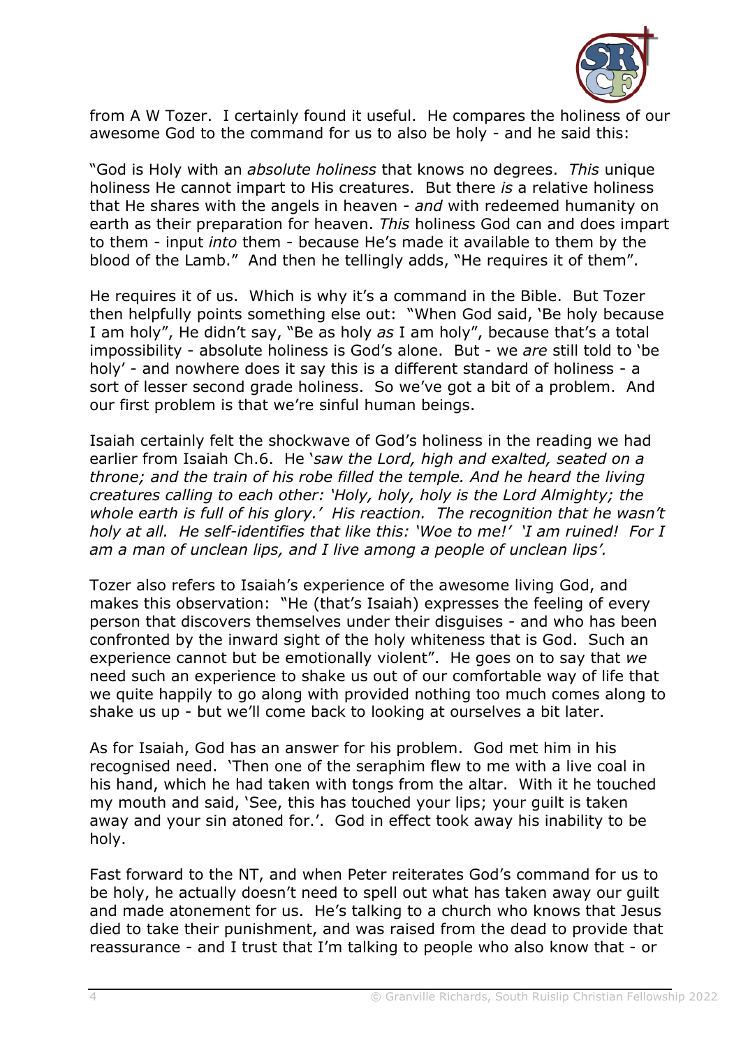from A W Tozer. I certainly found it useful. He compares the holiness of our awesome God to the command for us to also be holy - and he said this:

"God is Holy with an *absolute holiness* that knows no degrees. *This* unique holiness He cannot impart to His creatures. But there *is* a relative holiness that He shares with the angels in heaven - *and* with redeemed humanity on earth as their preparation for heaven. *This* holiness God can and does impart to them - input *into* them - because He's made it available to them by the blood of the Lamb." And then he tellingly adds, "He requires it of them".

He requires it of us. Which is why it's a command in the Bible. But Tozer then helpfully points something else out: "When God said, 'Be holy because I am holy", He didn't say, "Be as holy *as* I am holy", because that's a total impossibility - absolute holiness is God's alone. But - we *are* still told to 'be holy' - and nowhere does it say this is a different standard of holiness - a sort of lesser second grade holiness. So we've got a bit of a problem. And our first problem is that we're sinful human beings.

Isaiah certainly felt the shockwave of God's holiness in the reading we had earlier from Isaiah Ch.6. He '*saw the Lord, high and exalted, seated on a throne; and the train of his robe filled the temple. And he heard the living creatures calling to each other: 'Holy, holy, holy is the Lord Almighty; the whole earth is full of his glory.' His reaction. The recognition that he wasn't holy at all. He self-identifies that like this: 'Woe to me!' 'I am ruined! For I am a man of unclean lips, and I live among a people of unclean lips'.*

Tozer also refers to Isaiah's experience of the awesome living God, and makes this observation: "He (that's Isaiah) expresses the feeling of every person that discovers themselves under their disguises - and who has been confronted by the inward sight of the holy whiteness that is God. Such an experience cannot but be emotionally violent". He goes on to say that *we* need such an experience to shake us out of our comfortable way of life that we quite happily to go along with provided nothing too much comes along to shake us up - but we'll come back to looking at ourselves a bit later.

As for Isaiah, God has an answer for his problem. God met him in his recognised need. 'Then one of the seraphim flew to me with a live coal in his hand, which he had taken with tongs from the altar. With it he touched my mouth and said, 'See, this has touched your lips; your guilt is taken away and your sin atoned for.'. God in effect took away his inability to be holy.

Fast forward to the NT, and when Peter reiterates God's command for us to be holy, he actually doesn't need to spell out what has taken away our guilt and made atonement for us. He's talking to a church who knows that Jesus died to take their punishment, and was raised from the dead to provide that reassurance - and I trust that I'm talking to people who also know that - or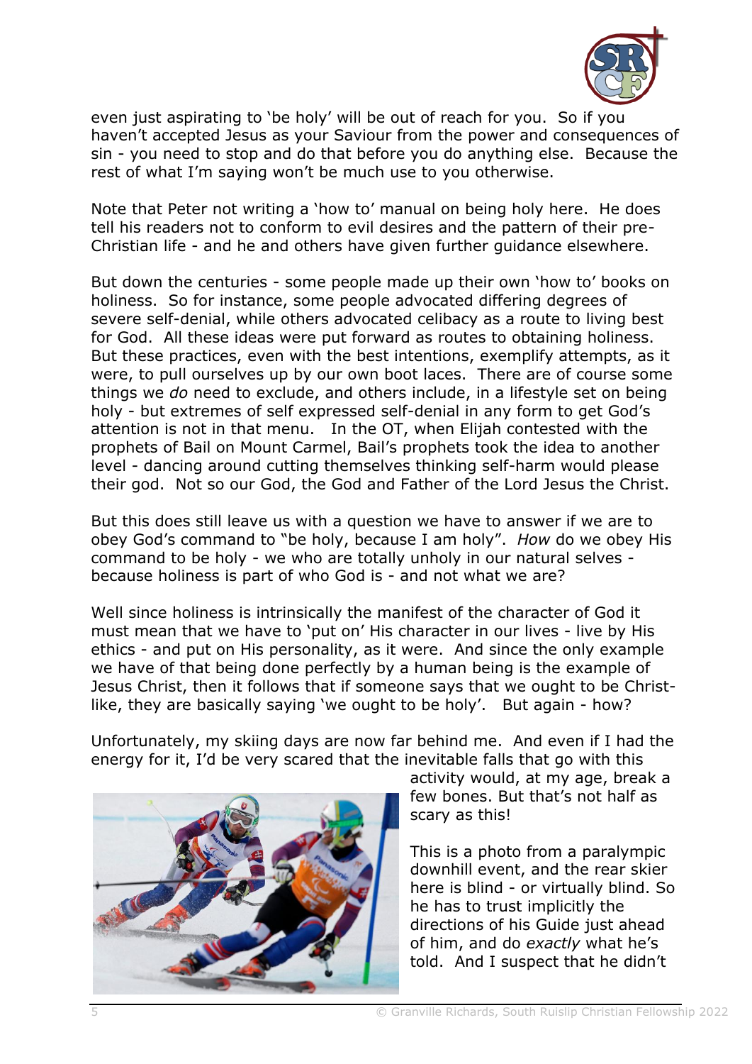even just aspirating to 'be holy' will be out of reach for you. So if you haven't accepted Jesus as your Saviour from the power and consequences of sin - you need to stop and do that before you do anything else. Because the rest of what I'm saying won't be much use to you otherwise.

Note that Peter not writing a 'how to' manual on being holy here. He does tell his readers not to conform to evil desires and the pattern of their pre-Christian life - and he and others have given further guidance elsewhere.

But down the centuries - some people made up their own 'how to' books on holiness. So for instance, some people advocated differing degrees of severe self-denial, while others advocated celibacy as a route to living best for God. All these ideas were put forward as routes to obtaining holiness. But these practices, even with the best intentions, exemplify attempts, as it were, to pull ourselves up by our own boot laces. There are of course some things we *do* need to exclude, and others include, in a lifestyle set on being holy - but extremes of self expressed self-denial in any form to get God's attention is not in that menu. In the OT, when Elijah contested with the prophets of Bail on Mount Carmel, Bail's prophets took the idea to another level - dancing around cutting themselves thinking self-harm would please their god. Not so our God, the God and Father of the Lord Jesus the Christ.

But this does still leave us with a question we have to answer if we are to obey God's command to "be holy, because I am holy". *How* do we obey His command to be holy - we who are totally unholy in our natural selves - because holiness is part of who God is - and not what we are?

Well since holiness is intrinsically the manifest of the character of God it must mean that we have to 'put on' His character in our lives - live by His ethics - and put on His personality, as it were. And since the only example we have of that being done perfectly by a human being is the example of Jesus Christ, then it follows that if someone says that we ought to be Christ-like, they are basically saying 'we ought to be holy'. But again - how?

Unfortunately, my skiing days are now far behind me. And even if I had the energy for it, I'd be very scared that the inevitable falls that go with this activity would, at my age, break a few bones. But that's not half as scary as this!

This is a photo from a paralympic downhill event, and the rear skier here is blind - or virtually blind. So he has to trust implicitly the directions of his Guide just ahead of him, and do *exactly* what he's told. And I suspect that he didn't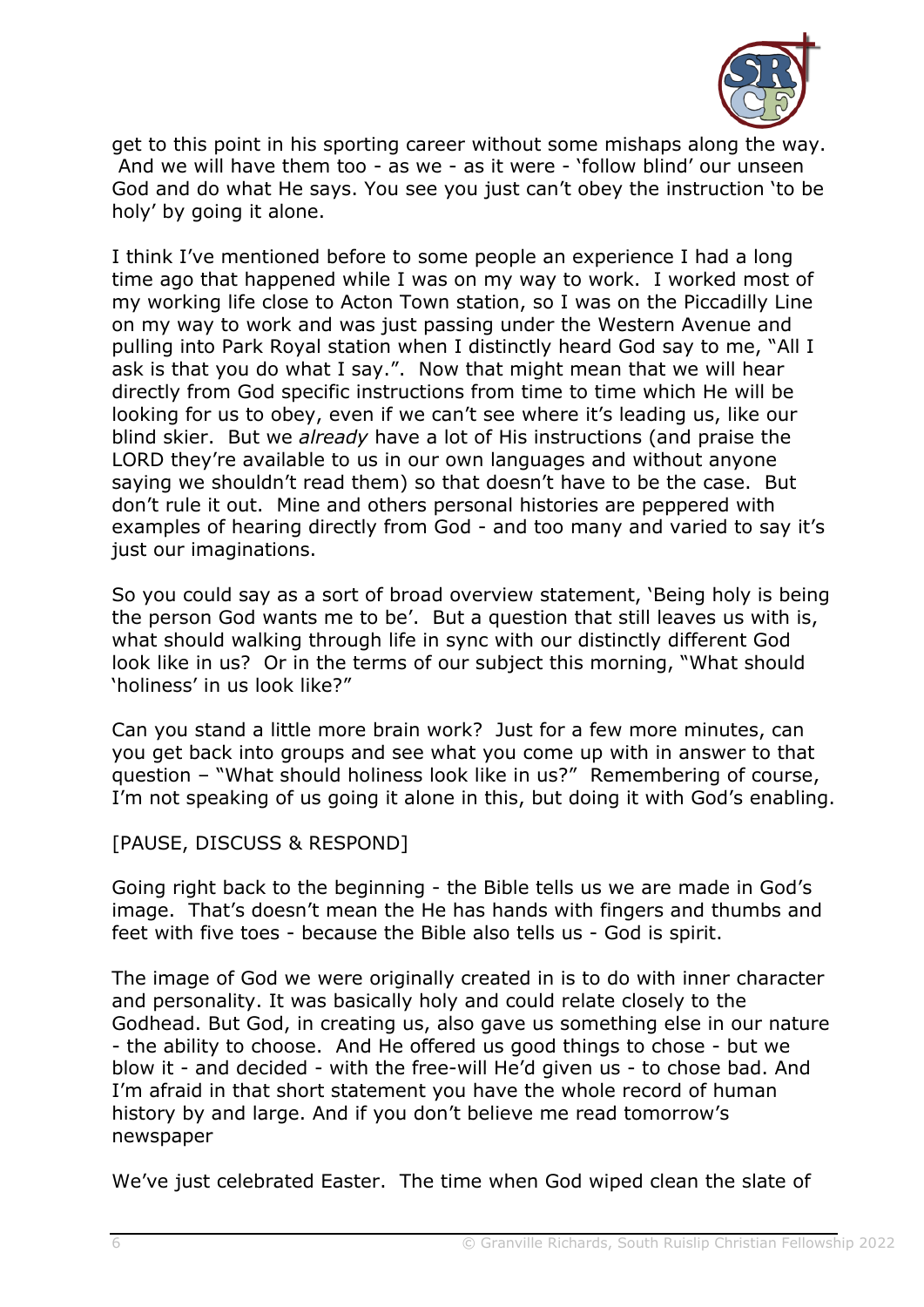get to this point in his sporting career without some mishaps along the way. And we will have them too - as we - as it were - 'follow blind' our unseen God and do what He says. You see you just can't obey the instruction 'to be holy' by going it alone.

I think I've mentioned before to some people an experience I had a long time ago that happened while I was on my way to work. I worked most of my working life close to Acton Town station, so I was on the Piccadilly Line on my way to work and was just passing under the Western Avenue and pulling into Park Royal station when I distinctly heard God say to me, "All I ask is that you do what I say.". Now that might mean that we will hear directly from God specific instructions from time to time which He will be looking for us to obey, even if we can't see where it's leading us, like our blind skier. But we *already* have a lot of His instructions (and praise the LORD they're available to us in our own languages and without anyone saying we shouldn't read them) so that doesn't have to be the case. But don't rule it out. Mine and others personal histories are peppered with examples of hearing directly from God - and too many and varied to say it's just our imaginations.

So you could say as a sort of broad overview statement, 'Being holy is being the person God wants me to be'. But a question that still leaves us with is, what should walking through life in sync with our distinctly different God look like in us? Or in the terms of our subject this morning, "What should 'holiness' in us look like?"

Can you stand a little more brain work? Just for a few more minutes, can you get back into groups and see what you come up with in answer to that question – "What should holiness look like in us?" Remembering of course, I'm not speaking of us going it alone in this, but doing it with God's enabling.

[PAUSE, DISCUSS & RESPOND]

Going right back to the beginning - the Bible tells us we are made in God's image. That's doesn't mean the He has hands with fingers and thumbs and feet with five toes - because the Bible also tells us - God is spirit.

The image of God we were originally created in is to do with inner character and personality. It was basically holy and could relate closely to the Godhead. But God, in creating us, also gave us something else in our nature - the ability to choose. And He offered us good things to chose - but we blow it - and decided - with the free-will He'd given us - to chose bad. And I'm afraid in that short statement you have the whole record of human history by and large. And if you don't believe me read tomorrow's newspaper

We've just celebrated Easter. The time when God wiped clean the slate of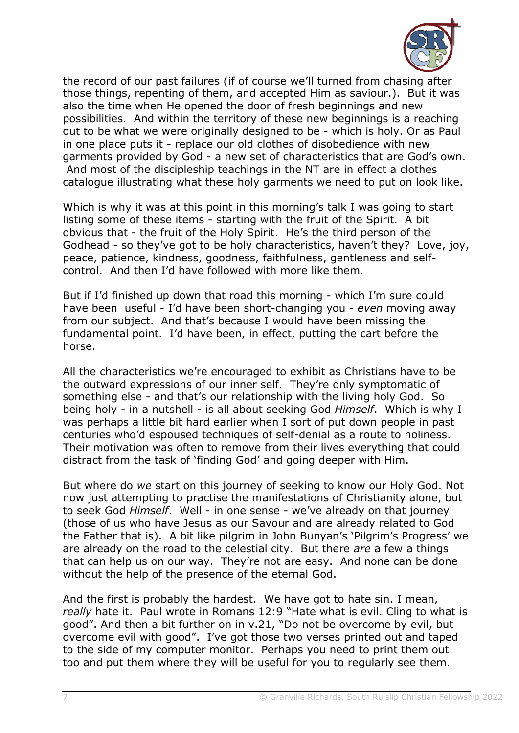the record of our past failures (if of course we'll turned from chasing after those things, repenting of them, and accepted Him as saviour.). But it was also the time when He opened the door of fresh beginnings and new possibilities. And within the territory of these new beginnings is a reaching out to be what we were originally designed to be - which is holy. Or as Paul in one place puts it - replace our old clothes of disobedience with new garments provided by God - a new set of characteristics that are God's own. And most of the discipleship teachings in the NT are in effect a clothes catalogue illustrating what these holy garments we need to put on look like.

Which is why it was at this point in this morning's talk I was going to start listing some of these items - starting with the fruit of the Spirit. A bit obvious that - the fruit of the Holy Spirit. He's the third person of the Godhead - so they've got to be holy characteristics, haven't they? Love, joy, peace, patience, kindness, goodness, faithfulness, gentleness and self-control. And then I'd have followed with more like them.

But if I'd finished up down that road this morning - which I'm sure could have been useful - I'd have been short-changing you - *even* moving away from our subject. And that's because I would have been missing the fundamental point. I'd have been, in effect, putting the cart before the horse.

All the characteristics we're encouraged to exhibit as Christians have to be the outward expressions of our inner self. They're only symptomatic of something else - and that's our relationship with the living holy God. So being holy - in a nutshell - is all about seeking God *Himself*. Which is why I was perhaps a little bit hard earlier when I sort of put down people in past centuries who'd espoused techniques of self-denial as a route to holiness. Their motivation was often to remove from their lives everything that could distract from the task of 'finding God' and going deeper with Him.

But where do *we* start on this journey of seeking to know our Holy God. Not now just attempting to practise the manifestations of Christianity alone, but to seek God *Himself*. Well - in one sense - we've already on that journey (those of us who have Jesus as our Savour and are already related to God the Father that is). A bit like pilgrim in John Bunyan's 'Pilgrim's Progress' we are already on the road to the celestial city. But there *are* a few a things that can help us on our way. They're not are easy. And none can be done without the help of the presence of the eternal God.

And the first is probably the hardest. We have got to hate sin. I mean, *really* hate it. Paul wrote in Romans 12:9 "Hate what is evil. Cling to what is good". And then a bit further on in v.21, "Do not be overcome by evil, but overcome evil with good". I've got those two verses printed out and taped to the side of my computer monitor. Perhaps you need to print them out too and put them where they will be useful for you to regularly see them.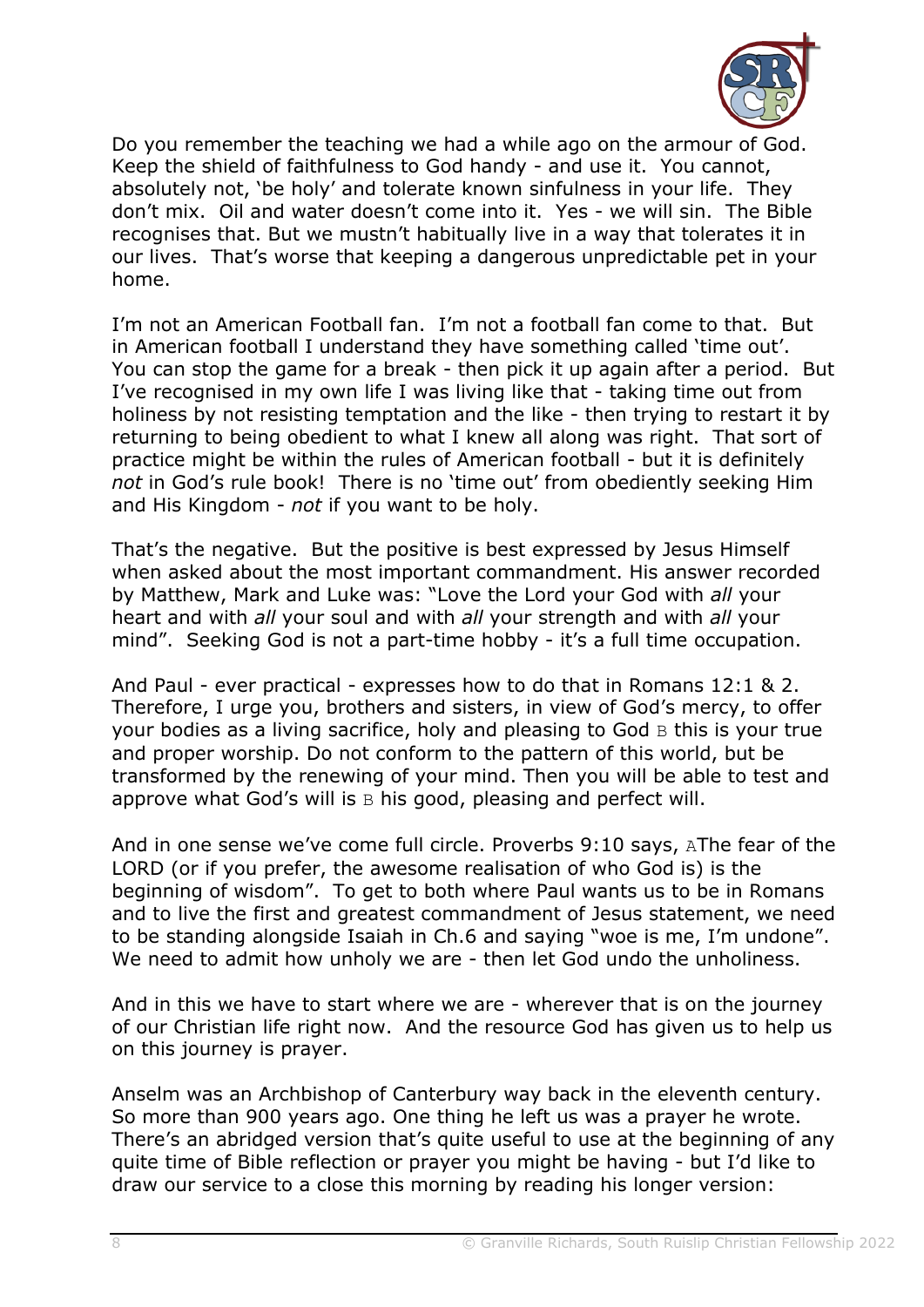Do you remember the teaching we had a while ago on the armour of God. Keep the shield of faithfulness to God handy - and use it. You cannot, absolutely not, 'be holy' and tolerate known sinfulness in your life. They don't mix. Oil and water doesn't come into it. Yes - we will sin. The Bible recognises that. But we mustn't habitually live in a way that tolerates it in our lives. That's worse that keeping a dangerous unpredictable pet in your home.

I'm not an American Football fan. I'm not a football fan come to that. But in American football I understand they have something called 'time out'. You can stop the game for a break - then pick it up again after a period. But I've recognised in my own life I was living like that - taking time out from holiness by not resisting temptation and the like - then trying to restart it by returning to being obedient to what I knew all along was right. That sort of practice might be within the rules of American football - but it is definitely *not* in God's rule book! There is no 'time out' from obediently seeking Him and His Kingdom - *not* if you want to be holy.

That's the negative. But the positive is best expressed by Jesus Himself when asked about the most important commandment. His answer recorded by Matthew, Mark and Luke was: "Love the Lord your God with *all* your heart and with *all* your soul and with *all* your strength and with *all* your mind". Seeking God is not a part-time hobby - it's a full time occupation.

And Paul - ever practical - expresses how to do that in Romans 12:1 & 2. Therefore, I urge you, brothers and sisters, in view of God's mercy, to offer your bodies as a living sacrifice, holy and pleasing to God B this is your true and proper worship. Do not conform to the pattern of this world, but be transformed by the renewing of your mind. Then you will be able to test and approve what God's will is B his good, pleasing and perfect will.

And in one sense we've come full circle. Proverbs 9:10 says, AThe fear of the LORD (or if you prefer, the awesome realisation of who God is) is the beginning of wisdom". To get to both where Paul wants us to be in Romans and to live the first and greatest commandment of Jesus statement, we need to be standing alongside Isaiah in Ch.6 and saying "woe is me, I'm undone". We need to admit how unholy we are - then let God undo the unholiness.

And in this we have to start where we are - wherever that is on the journey of our Christian life right now. And the resource God has given us to help us on this journey is prayer.

Anselm was an Archbishop of Canterbury way back in the eleventh century. So more than 900 years ago. One thing he left us was a prayer he wrote. There's an abridged version that's quite useful to use at the beginning of any quite time of Bible reflection or prayer you might be having - but I'd like to draw our service to a close this morning by reading his longer version: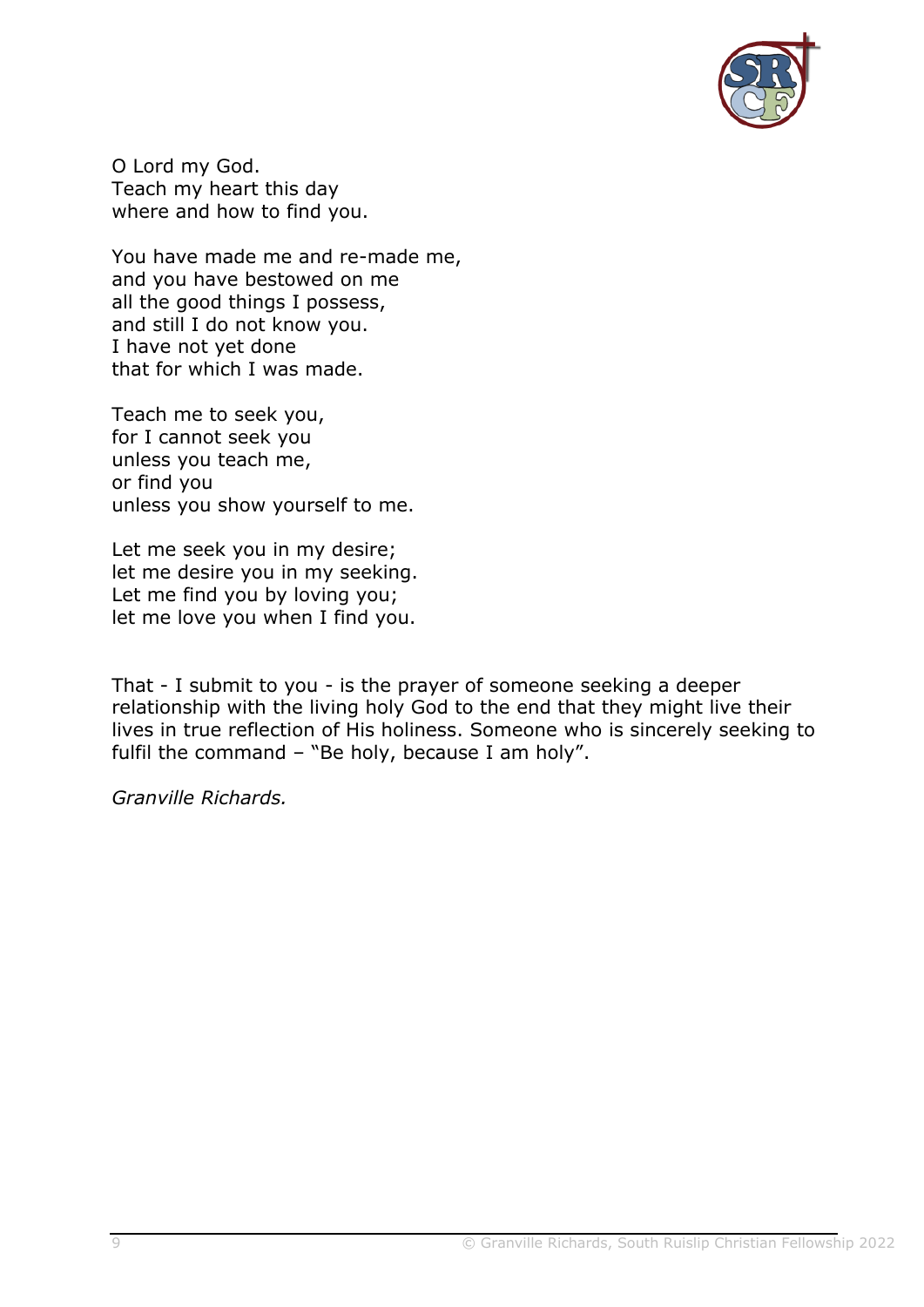O Lord my God.
Teach my heart this day
where and how to find you.

You have made me and re-made me,
and you have bestowed on me
all the good things I possess,
and still I do not know you.
I have not yet done
that for which I was made.

Teach me to seek you,
for I cannot seek you
unless you teach me,
or find you
unless you show yourself to me.

Let me seek you in my desire;
let me desire you in my seeking.
Let me find you by loving you;
let me love you when I find you.

That - I submit to you - is the prayer of someone seeking a deeper relationship with the living holy God to the end that they might live their lives in true reflection of His holiness. Someone who is sincerely seeking to fulfil the command – "Be holy, because I am holy".

*Granville Richards.*